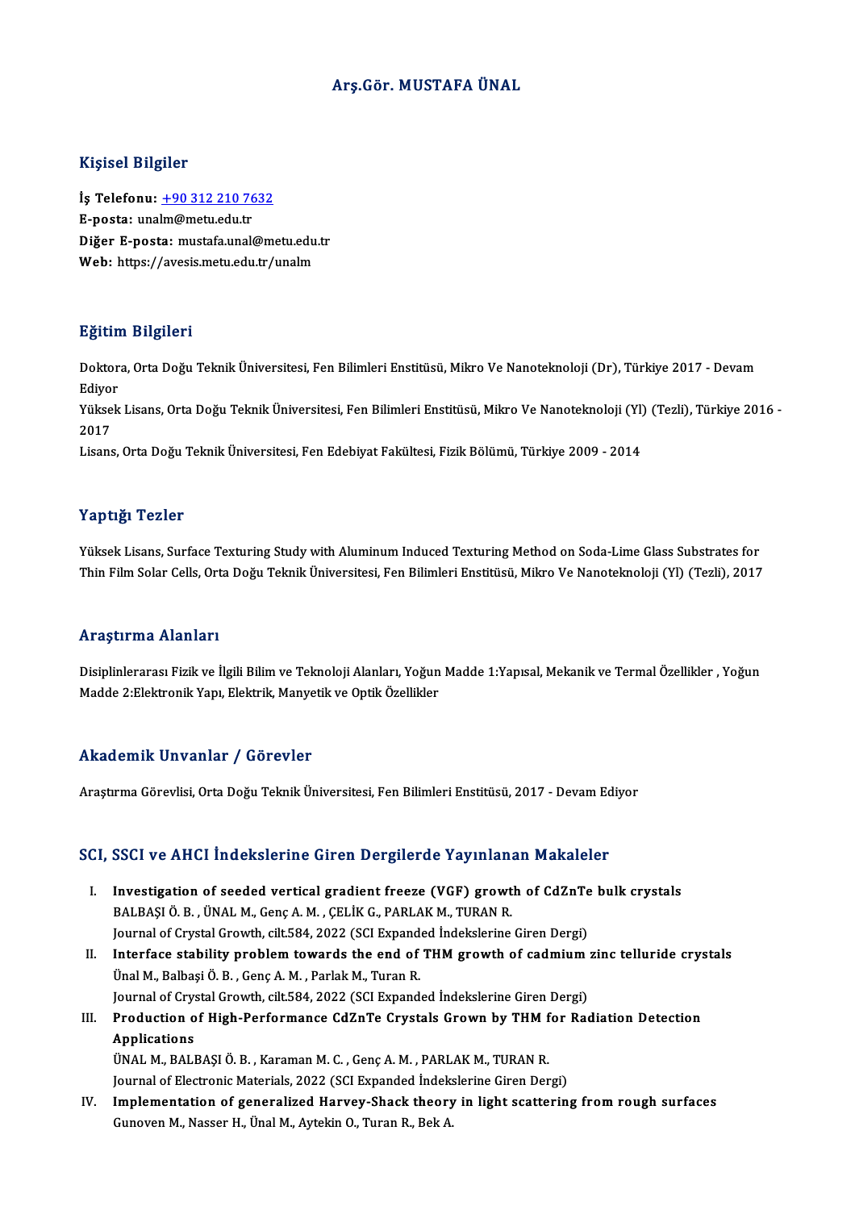# Arş.Gör. MUSTAFA ÜNAL

## Kişisel Bilgiler

**İş Telefonu:** +90 312 210 7632
**E-posta:** unalm@metu.edu.tr
**Diğer E-posta:** mustafa.unal@metu.edu.tr
**Web:** https://avesis.metu.edu.tr/unalm

## Eğitim Bilgileri

Doktora, Orta Doğu Teknik Üniversitesi, Fen Bilimleri Enstitüsü, Mikro Ve Nanoteknoloji (Dr), Türkiye 2017 - Devam Ediyor
Yüksek Lisans, Orta Doğu Teknik Üniversitesi, Fen Bilimleri Enstitüsü, Mikro Ve Nanoteknoloji (Yl) (Tezli), Türkiye 2016 - 2017
Lisans, Orta Doğu Teknik Üniversitesi, Fen Edebiyat Fakültesi, Fizik Bölümü, Türkiye 2009 - 2014

## Yaptığı Tezler

Yüksek Lisans, Surface Texturing Study with Aluminum Induced Texturing Method on Soda-Lime Glass Substrates for Thin Film Solar Cells, Orta Doğu Teknik Üniversitesi, Fen Bilimleri Enstitüsü, Mikro Ve Nanoteknoloji (Yl) (Tezli), 2017

## Araştırma Alanları

Disiplinlerarası Fizik ve İlgili Bilim ve Teknoloji Alanları, Yoğun Madde 1:Yapısal, Mekanik ve Termal Özellikler , Yoğun Madde 2:Elektronik Yapı, Elektrik, Manyetik ve Optik Özellikler

## Akademik Unvanlar / Görevler

Araştırma Görevlisi, Orta Doğu Teknik Üniversitesi, Fen Bilimleri Enstitüsü, 2017 - Devam Ediyor

## SCI, SSCI ve AHCI İndekslerine Giren Dergilerde Yayınlanan Makaleler

I. **Investigation of seeded vertical gradient freeze (VGF) growth of CdZnTe bulk crystals**
BALBAŞI Ö. B. , ÜNAL M., Genç A. M. , ÇELİK G., PARLAK M., TURAN R.
Journal of Crystal Growth, cilt.584, 2022 (SCI Expanded İndekslerine Giren Dergi)

II. **Interface stability problem towards the end of THM growth of cadmium zinc telluride crystals**
Ünal M., Balbaşi Ö. B. , Genç A. M. , Parlak M., Turan R.
Journal of Crystal Growth, cilt.584, 2022 (SCI Expanded İndekslerine Giren Dergi)

III. **Production of High-Performance CdZnTe Crystals Grown by THM for Radiation Detection Applications**
ÜNAL M., BALBAŞI Ö. B. , Karaman M. C. , Genç A. M. , PARLAK M., TURAN R.
Journal of Electronic Materials, 2022 (SCI Expanded İndekslerine Giren Dergi)

IV. **Implementation of generalized Harvey-Shack theory in light scattering from rough surfaces**
Gunoven M., Nasser H., Ünal M., Aytekin O., Turan R., Bek A.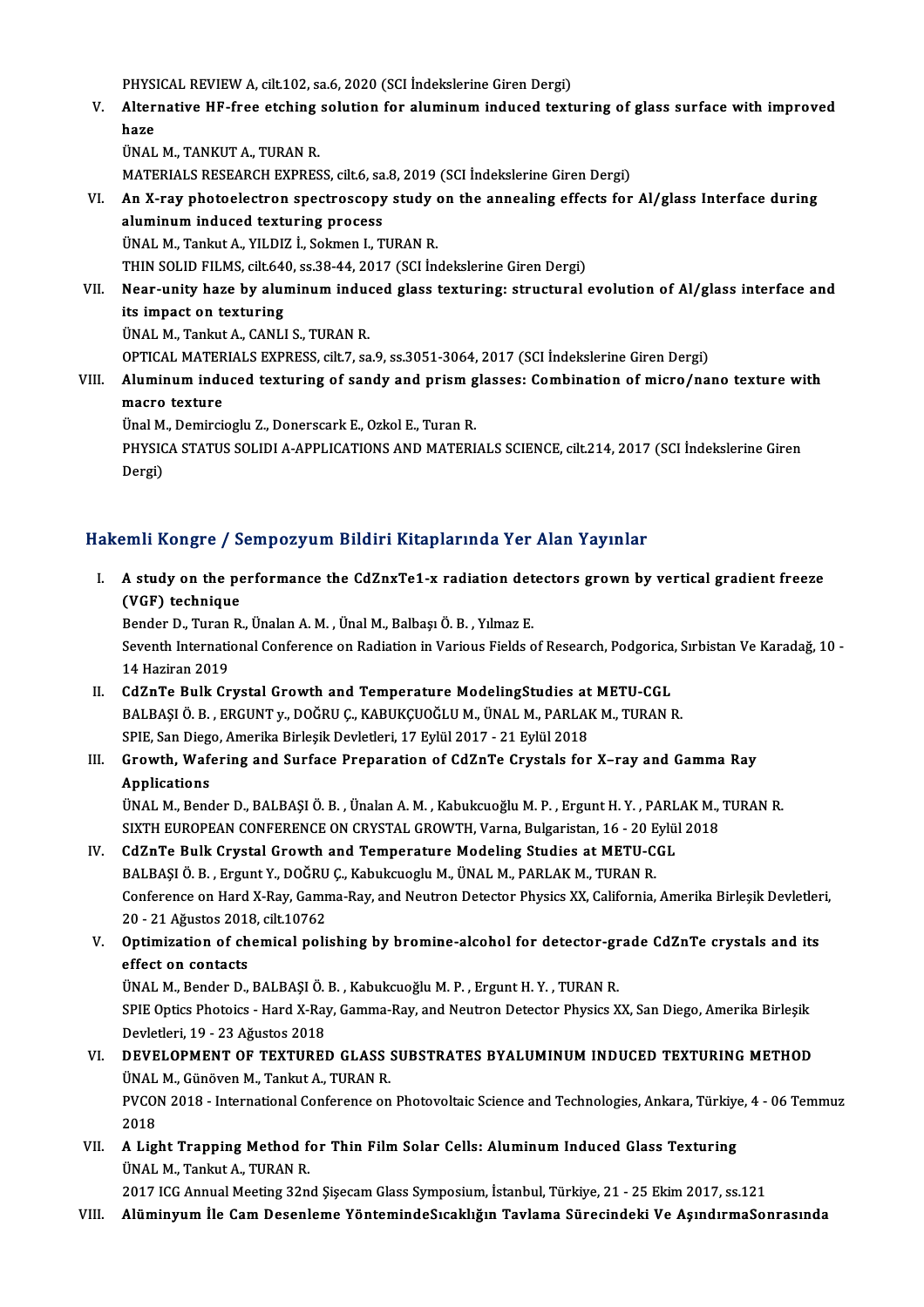PHYSICAL REVIEW A, cilt.102, sa.6, 2020 (SCI İndekslerine Giren Dergi)

V. **Alternative HF-free etching solution for aluminum induced texturing of glass surface with improved haze**
ÜNAL M., TANKUT A., TURAN R.
MATERIALS RESEARCH EXPRESS, cilt.6, sa.8, 2019 (SCI İndekslerine Giren Dergi)

VI. **An X-ray photoelectron spectroscopy study on the annealing effects for Al/glass Interface during aluminum induced texturing process**
ÜNAL M., Tankut A., YILDIZ İ., Sokmen I., TURAN R.
THIN SOLID FILMS, cilt.640, ss.38-44, 2017 (SCI İndekslerine Giren Dergi)

VII. **Near-unity haze by aluminum induced glass texturing: structural evolution of Al/glass interface and its impact on texturing**
ÜNAL M., Tankut A., CANLI S., TURAN R.
OPTICAL MATERIALS EXPRESS, cilt.7, sa.9, ss.3051-3064, 2017 (SCI İndekslerine Giren Dergi)

VIII. **Aluminum induced texturing of sandy and prism glasses: Combination of micro/nano texture with macro texture**
Ünal M., Demircioglu Z., Donerscark E., Ozkol E., Turan R.
PHYSICA STATUS SOLIDI A-APPLICATIONS AND MATERIALS SCIENCE, cilt.214, 2017 (SCI İndekslerine Giren Dergi)

## Hakemli Kongre / Sempozyum Bildiri Kitaplarında Yer Alan Yayınlar

I. **A study on the performance the CdZnxTe1-x radiation detectors grown by vertical gradient freeze (VGF) technique**
Bender D., Turan R., Ünalan A. M. , Ünal M., Balbaşı Ö. B. , Yılmaz E.
Seventh International Conference on Radiation in Various Fields of Research, Podgorica, Sırbistan Ve Karadağ, 10 - 14 Haziran 2019

II. **CdZnTe Bulk Crystal Growth and Temperature ModelingStudies at METU-CGL**
BALBAŞI Ö. B. , ERGUNT y., DOĞRU Ç., KABUKÇUOĞLU M., ÜNAL M., PARLAK M., TURAN R.
SPIE, San Diego, Amerika Birleşik Devletleri, 17 Eylül 2017 - 21 Eylül 2018

III. **Growth, Wafering and Surface Preparation of CdZnTe Crystals for X–ray and Gamma Ray Applications**
ÜNAL M., Bender D., BALBAŞI Ö. B. , Ünalan A. M. , Kabukcuoğlu M. P. , Ergunt H. Y. , PARLAK M., TURAN R.
SIXTH EUROPEAN CONFERENCE ON CRYSTAL GROWTH, Varna, Bulgaristan, 16 - 20 Eylül 2018

IV. **CdZnTe Bulk Crystal Growth and Temperature Modeling Studies at METU-CGL**
BALBAŞI Ö. B. , Ergunt Y., DOĞRU Ç., Kabukcuoglu M., ÜNAL M., PARLAK M., TURAN R.
Conference on Hard X-Ray, Gamma-Ray, and Neutron Detector Physics XX, California, Amerika Birleşik Devletleri, 20 - 21 Ağustos 2018, cilt.10762

V. **Optimization of chemical polishing by bromine-alcohol for detector-grade CdZnTe crystals and its effect on contacts**
ÜNAL M., Bender D., BALBAŞI Ö. B. , Kabukcuoğlu M. P. , Ergunt H. Y. , TURAN R.
SPIE Optics Photoics - Hard X-Ray, Gamma-Ray, and Neutron Detector Physics XX, San Diego, Amerika Birleşik Devletleri, 19 - 23 Ağustos 2018

VI. **DEVELOPMENT OF TEXTURED GLASS SUBSTRATES BYALUMINUM INDUCED TEXTURING METHOD**
ÜNAL M., Günöven M., Tankut A., TURAN R.
PVCON 2018 - International Conference on Photovoltaic Science and Technologies, Ankara, Türkiye, 4 - 06 Temmuz 2018

VII. **A Light Trapping Method for Thin Film Solar Cells: Aluminum Induced Glass Texturing**
ÜNAL M., Tankut A., TURAN R.
2017 ICG Annual Meeting 32nd Şişecam Glass Symposium, İstanbul, Türkiye, 21 - 25 Ekim 2017, ss.121

VIII. **Alüminyum İle Cam Desenleme YöntemindeSıcaklığın Tavlama Sürecindeki Ve AşındırmaSonrasında**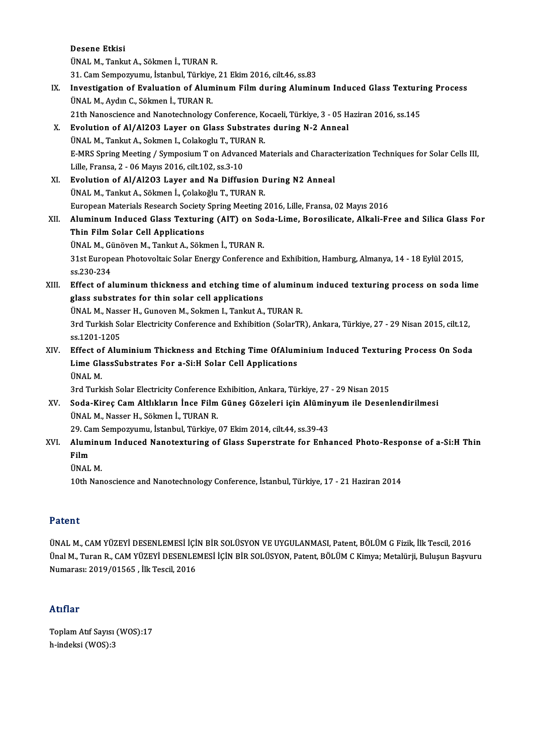**Desene Etkisi**
ÜNAL M., Tankut A., Sökmen İ., TURAN R.
31. Cam Sempozyumu, İstanbul, Türkiye, 21 Ekim 2016, cilt.46, ss.83

IX. **Investigation of Evaluation of Aluminum Film during Aluminum Induced Glass Texturing Process**
ÜNAL M., Aydın C., Sökmen İ., TURAN R.
21th Nanoscience and Nanotechnology Conference, Kocaeli, Türkiye, 3 - 05 Haziran 2016, ss.145

X. **Evolution of Al/Al2O3 Layer on Glass Substrates during N-2 Anneal**
ÜNAL M., Tankut A., Sokmen I., Colakoglu T., TURAN R.
E-MRS Spring Meeting / Symposium T on Advanced Materials and Characterization Techniques for Solar Cells III, Lille, Fransa, 2 - 06 Mayıs 2016, cilt.102, ss.3-10

XI. **Evolution of Al/Al2O3 Layer and Na Diffusion During N2 Anneal**
ÜNAL M., Tankut A., Sökmen İ., Çolakoğlu T., TURAN R.
European Materials Research Society Spring Meeting 2016, Lille, Fransa, 02 Mayıs 2016

XII. **Aluminum Induced Glass Texturing (AIT) on Soda-Lime, Borosilicate, Alkali-Free and Silica Glass For Thin Film Solar Cell Applications**
ÜNAL M., Günöven M., Tankut A., Sökmen İ., TURAN R.
31st European Photovoltaic Solar Energy Conference and Exhibition, Hamburg, Almanya, 14 - 18 Eylül 2015, ss.230-234

XIII. **Effect of aluminum thickness and etching time of aluminum induced texturing process on soda lime glass substrates for thin solar cell applications**
ÜNAL M., Nasser H., Gunoven M., Sokmen I., Tankut A., TURAN R.
3rd Turkish Solar Electricity Conference and Exhibition (SolarTR), Ankara, Türkiye, 27 - 29 Nisan 2015, cilt.12, ss.1201-1205

XIV. **Effect of Aluminium Thickness and Etching Time OfAluminium Induced Texturing Process On Soda Lime GlassSubstrates For a-Si:H Solar Cell Applications**
ÜNAL M.
3rd Turkish Solar Electricity Conference Exhibition, Ankara, Türkiye, 27 - 29 Nisan 2015

XV. **Soda-Kireç Cam Altlıkların İnce Film Güneş Gözeleri için Alüminyum ile Desenlendirilmesi**
ÜNAL M., Nasser H., Sökmen İ., TURAN R.
29. Cam Sempozyumu, İstanbul, Türkiye, 07 Ekim 2014, cilt.44, ss.39-43

XVI. **Aluminum Induced Nanotexturing of Glass Superstrate for Enhanced Photo-Response of a-Si:H Thin Film**
ÜNAL M.
10th Nanoscience and Nanotechnology Conference, İstanbul, Türkiye, 17 - 21 Haziran 2014

## Patent

ÜNAL M., CAM YÜZEYİ DESENLEMESİ İÇİN BİR SOLÜSYON VE UYGULANMASI, Patent, BÖLÜM G Fizik, İlk Tescil, 2016
Ünal M., Turan R., CAM YÜZEYİ DESENLEMESİ İÇİN BİR SOLÜSYON, Patent, BÖLÜM C Kimya; Metalürji, Buluşun Başvuru Numarası: 2019/01565 , İlk Tescil, 2016

## Atıflar

Toplam Atıf Sayısı (WOS):17
h-indeksi (WOS):3